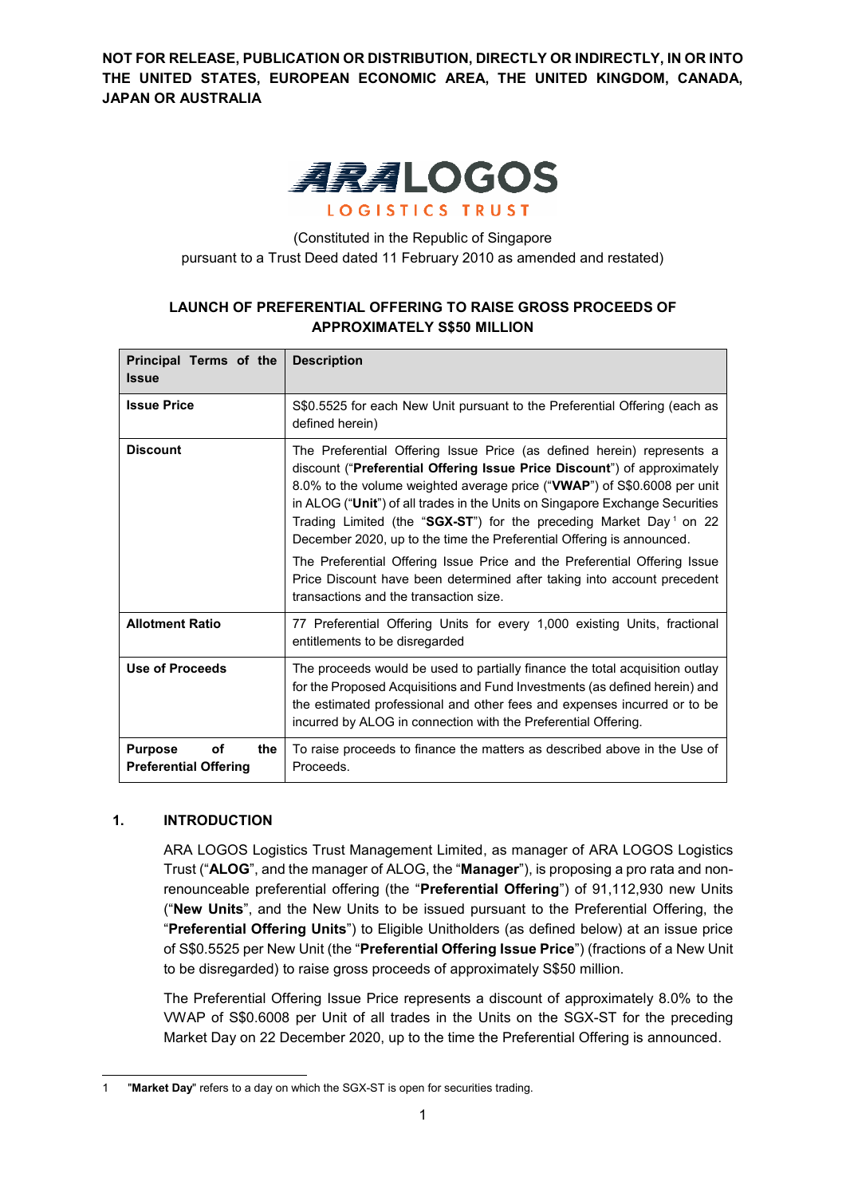**NOT FOR RELEASE, PUBLICATION OR DISTRIBUTION, DIRECTLY OR INDIRECTLY, IN OR INTO THE UNITED STATES, EUROPEAN ECONOMIC AREA, THE UNITED KINGDOM, CANADA, JAPAN OR AUSTRALIA**

ARA LOGOS LOGISTICS TRUST

(Constituted in the Republic of Singapore
pursuant to a Trust Deed dated 11 February 2010 as amended and restated)

## LAUNCH OF PREFERENTIAL OFFERING TO RAISE GROSS PROCEEDS OF APPROXIMATELY S$50 MILLION

| Principal Terms of the Issue | Description |
|---|---|
| **Issue Price** | S$0.5525 for each New Unit pursuant to the Preferential Offering (each as defined herein) |
| **Discount** | The Preferential Offering Issue Price (as defined herein) represents a discount ("**Preferential Offering Issue Price Discount**") of approximately 8.0% to the volume weighted average price ("**VWAP**") of S$0.6008 per unit in ALOG ("**Unit**") of all trades in the Units on Singapore Exchange Securities Trading Limited (the "**SGX-ST**") for the preceding Market Day[1] on 22 December 2020, up to the time the Preferential Offering is announced.<br><br>The Preferential Offering Issue Price and the Preferential Offering Issue Price Discount have been determined after taking into account precedent transactions and the transaction size. |
| **Allotment Ratio** | 77 Preferential Offering Units for every 1,000 existing Units, fractional entitlements to be disregarded |
| **Use of Proceeds** | The proceeds would be used to partially finance the total acquisition outlay for the Proposed Acquisitions and Fund Investments (as defined herein) and the estimated professional and other fees and expenses incurred or to be incurred by ALOG in connection with the Preferential Offering. |
| **Purpose of the Preferential Offering** | To raise proceeds to finance the matters as described above in the Use of Proceeds. |

### 1. INTRODUCTION

ARA LOGOS Logistics Trust Management Limited, as manager of ARA LOGOS Logistics Trust ("**ALOG**", and the manager of ALOG, the "**Manager**"), is proposing a pro rata and non-renounceable preferential offering (the "**Preferential Offering**") of 91,112,930 new Units ("**New Units**", and the New Units to be issued pursuant to the Preferential Offering, the "**Preferential Offering Units**") to Eligible Unitholders (as defined below) at an issue price of S$0.5525 per New Unit (the "**Preferential Offering Issue Price**") (fractions of a New Unit to be disregarded) to raise gross proceeds of approximately S$50 million.

The Preferential Offering Issue Price represents a discount of approximately 8.0% to the VWAP of S$0.6008 per Unit of all trades in the Units on the SGX-ST for the preceding Market Day on 22 December 2020, up to the time the Preferential Offering is announced.

1 "**Market Day**" refers to a day on which the SGX-ST is open for securities trading.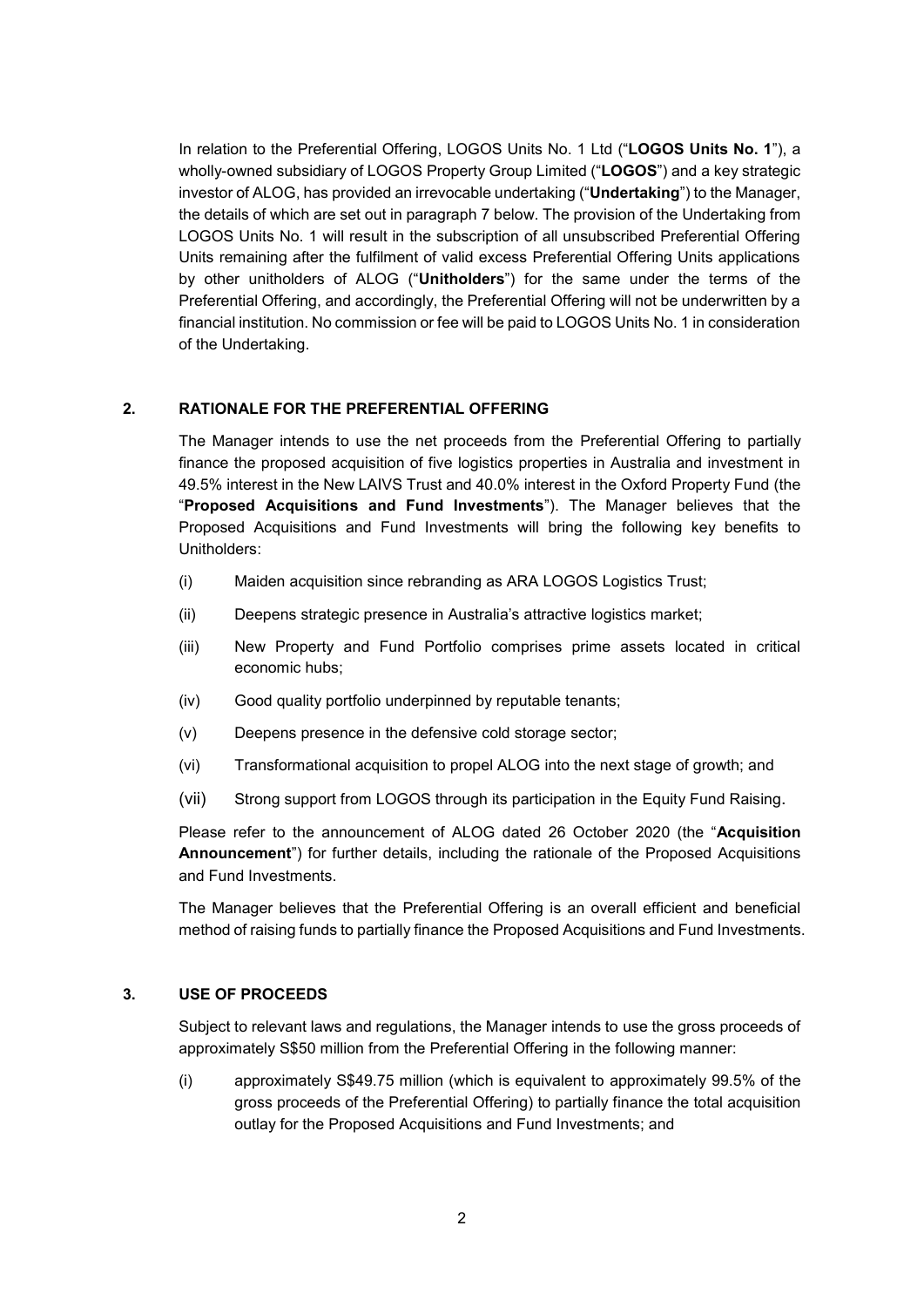In relation to the Preferential Offering, LOGOS Units No. 1 Ltd ("**LOGOS Units No. 1**"), a wholly-owned subsidiary of LOGOS Property Group Limited ("**LOGOS**") and a key strategic investor of ALOG, has provided an irrevocable undertaking ("**Undertaking**") to the Manager, the details of which are set out in paragraph 7 below. The provision of the Undertaking from LOGOS Units No. 1 will result in the subscription of all unsubscribed Preferential Offering Units remaining after the fulfilment of valid excess Preferential Offering Units applications by other unitholders of ALOG ("**Unitholders**") for the same under the terms of the Preferential Offering, and accordingly, the Preferential Offering will not be underwritten by a financial institution. No commission or fee will be paid to LOGOS Units No. 1 in consideration of the Undertaking.

## 2. RATIONALE FOR THE PREFERENTIAL OFFERING

The Manager intends to use the net proceeds from the Preferential Offering to partially finance the proposed acquisition of five logistics properties in Australia and investment in 49.5% interest in the New LAIVS Trust and 40.0% interest in the Oxford Property Fund (the "**Proposed Acquisitions and Fund Investments**"). The Manager believes that the Proposed Acquisitions and Fund Investments will bring the following key benefits to Unitholders:

(i) Maiden acquisition since rebranding as ARA LOGOS Logistics Trust;

(ii) Deepens strategic presence in Australia's attractive logistics market;

(iii) New Property and Fund Portfolio comprises prime assets located in critical economic hubs;

(iv) Good quality portfolio underpinned by reputable tenants;

(v) Deepens presence in the defensive cold storage sector;

(vi) Transformational acquisition to propel ALOG into the next stage of growth; and

(vii) Strong support from LOGOS through its participation in the Equity Fund Raising.

Please refer to the announcement of ALOG dated 26 October 2020 (the "**Acquisition Announcement**") for further details, including the rationale of the Proposed Acquisitions and Fund Investments.

The Manager believes that the Preferential Offering is an overall efficient and beneficial method of raising funds to partially finance the Proposed Acquisitions and Fund Investments.

## 3. USE OF PROCEEDS

Subject to relevant laws and regulations, the Manager intends to use the gross proceeds of approximately S$50 million from the Preferential Offering in the following manner:

(i) approximately S$49.75 million (which is equivalent to approximately 99.5% of the gross proceeds of the Preferential Offering) to partially finance the total acquisition outlay for the Proposed Acquisitions and Fund Investments; and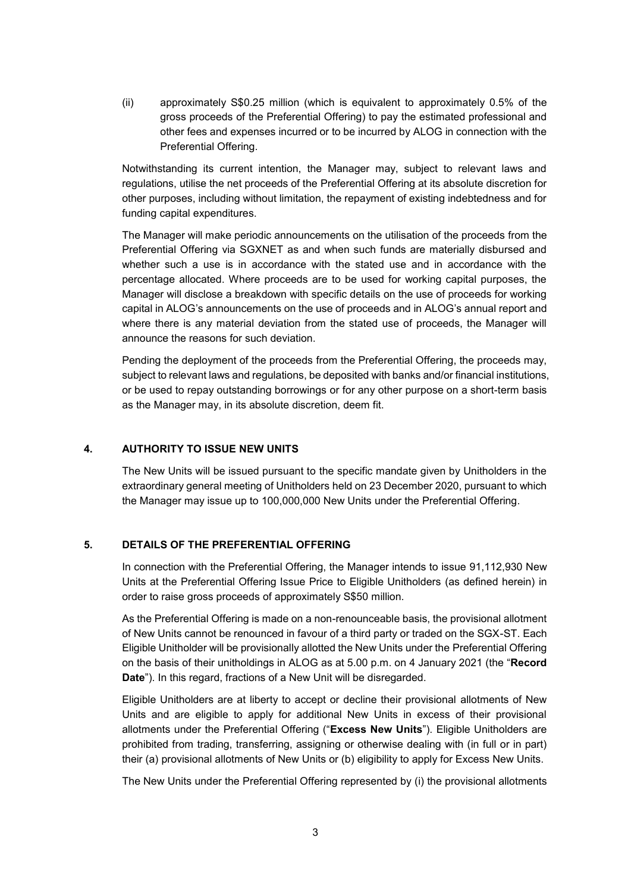(ii) approximately S$0.25 million (which is equivalent to approximately 0.5% of the gross proceeds of the Preferential Offering) to pay the estimated professional and other fees and expenses incurred or to be incurred by ALOG in connection with the Preferential Offering.

Notwithstanding its current intention, the Manager may, subject to relevant laws and regulations, utilise the net proceeds of the Preferential Offering at its absolute discretion for other purposes, including without limitation, the repayment of existing indebtedness and for funding capital expenditures.

The Manager will make periodic announcements on the utilisation of the proceeds from the Preferential Offering via SGXNET as and when such funds are materially disbursed and whether such a use is in accordance with the stated use and in accordance with the percentage allocated. Where proceeds are to be used for working capital purposes, the Manager will disclose a breakdown with specific details on the use of proceeds for working capital in ALOG's announcements on the use of proceeds and in ALOG's annual report and where there is any material deviation from the stated use of proceeds, the Manager will announce the reasons for such deviation.

Pending the deployment of the proceeds from the Preferential Offering, the proceeds may, subject to relevant laws and regulations, be deposited with banks and/or financial institutions, or be used to repay outstanding borrowings or for any other purpose on a short-term basis as the Manager may, in its absolute discretion, deem fit.

## 4. AUTHORITY TO ISSUE NEW UNITS

The New Units will be issued pursuant to the specific mandate given by Unitholders in the extraordinary general meeting of Unitholders held on 23 December 2020, pursuant to which the Manager may issue up to 100,000,000 New Units under the Preferential Offering.

## 5. DETAILS OF THE PREFERENTIAL OFFERING

In connection with the Preferential Offering, the Manager intends to issue 91,112,930 New Units at the Preferential Offering Issue Price to Eligible Unitholders (as defined herein) in order to raise gross proceeds of approximately S$50 million.

As the Preferential Offering is made on a non-renounceable basis, the provisional allotment of New Units cannot be renounced in favour of a third party or traded on the SGX-ST. Each Eligible Unitholder will be provisionally allotted the New Units under the Preferential Offering on the basis of their unitholdings in ALOG as at 5.00 p.m. on 4 January 2021 (the "**Record Date**"). In this regard, fractions of a New Unit will be disregarded.

Eligible Unitholders are at liberty to accept or decline their provisional allotments of New Units and are eligible to apply for additional New Units in excess of their provisional allotments under the Preferential Offering ("**Excess New Units**"). Eligible Unitholders are prohibited from trading, transferring, assigning or otherwise dealing with (in full or in part) their (a) provisional allotments of New Units or (b) eligibility to apply for Excess New Units.

The New Units under the Preferential Offering represented by (i) the provisional allotments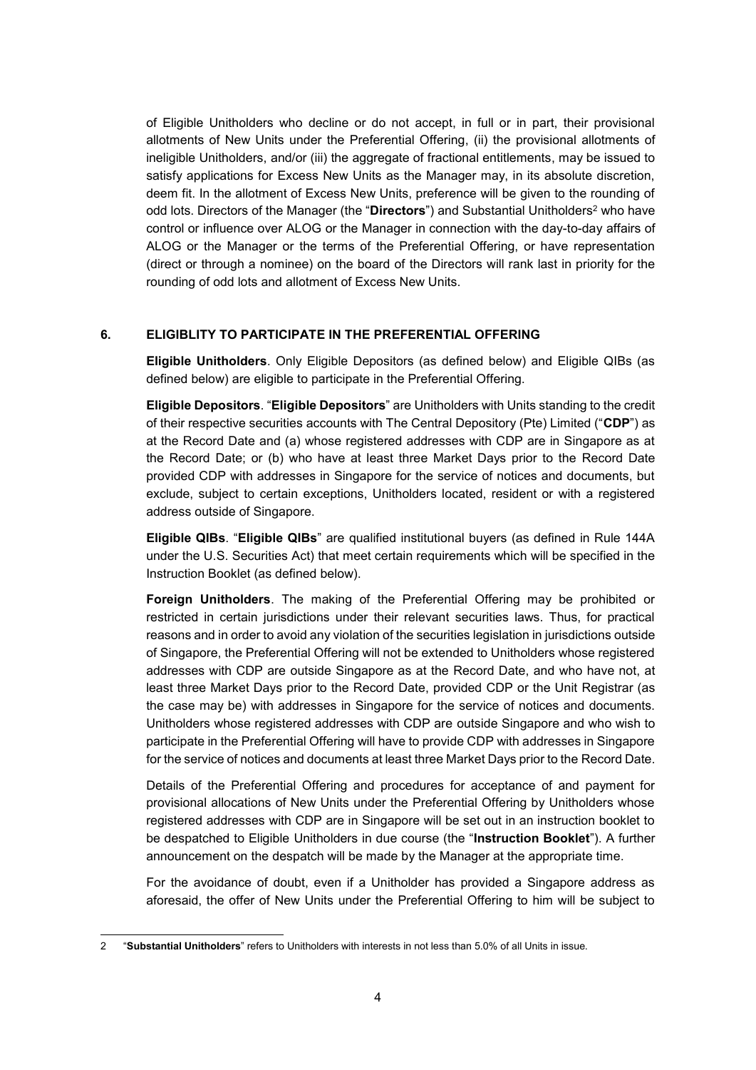of Eligible Unitholders who decline or do not accept, in full or in part, their provisional allotments of New Units under the Preferential Offering, (ii) the provisional allotments of ineligible Unitholders, and/or (iii) the aggregate of fractional entitlements, may be issued to satisfy applications for Excess New Units as the Manager may, in its absolute discretion, deem fit. In the allotment of Excess New Units, preference will be given to the rounding of odd lots. Directors of the Manager (the "**Directors**") and Substantial Unitholders[2] who have control or influence over ALOG or the Manager in connection with the day-to-day affairs of ALOG or the Manager or the terms of the Preferential Offering, or have representation (direct or through a nominee) on the board of the Directors will rank last in priority for the rounding of odd lots and allotment of Excess New Units.

## 6. ELIGIBLITY TO PARTICIPATE IN THE PREFERENTIAL OFFERING

**Eligible Unitholders**. Only Eligible Depositors (as defined below) and Eligible QIBs (as defined below) are eligible to participate in the Preferential Offering.

**Eligible Depositors**. "**Eligible Depositors**" are Unitholders with Units standing to the credit of their respective securities accounts with The Central Depository (Pte) Limited ("**CDP**") as at the Record Date and (a) whose registered addresses with CDP are in Singapore as at the Record Date; or (b) who have at least three Market Days prior to the Record Date provided CDP with addresses in Singapore for the service of notices and documents, but exclude, subject to certain exceptions, Unitholders located, resident or with a registered address outside of Singapore.

**Eligible QIBs**. "**Eligible QIBs**" are qualified institutional buyers (as defined in Rule 144A under the U.S. Securities Act) that meet certain requirements which will be specified in the Instruction Booklet (as defined below).

**Foreign Unitholders**. The making of the Preferential Offering may be prohibited or restricted in certain jurisdictions under their relevant securities laws. Thus, for practical reasons and in order to avoid any violation of the securities legislation in jurisdictions outside of Singapore, the Preferential Offering will not be extended to Unitholders whose registered addresses with CDP are outside Singapore as at the Record Date, and who have not, at least three Market Days prior to the Record Date, provided CDP or the Unit Registrar (as the case may be) with addresses in Singapore for the service of notices and documents. Unitholders whose registered addresses with CDP are outside Singapore and who wish to participate in the Preferential Offering will have to provide CDP with addresses in Singapore for the service of notices and documents at least three Market Days prior to the Record Date.

Details of the Preferential Offering and procedures for acceptance of and payment for provisional allocations of New Units under the Preferential Offering by Unitholders whose registered addresses with CDP are in Singapore will be set out in an instruction booklet to be despatched to Eligible Unitholders in due course (the "**Instruction Booklet**"). A further announcement on the despatch will be made by the Manager at the appropriate time.

For the avoidance of doubt, even if a Unitholder has provided a Singapore address as aforesaid, the offer of New Units under the Preferential Offering to him will be subject to

---

2 "**Substantial Unitholders**" refers to Unitholders with interests in not less than 5.0% of all Units in issue.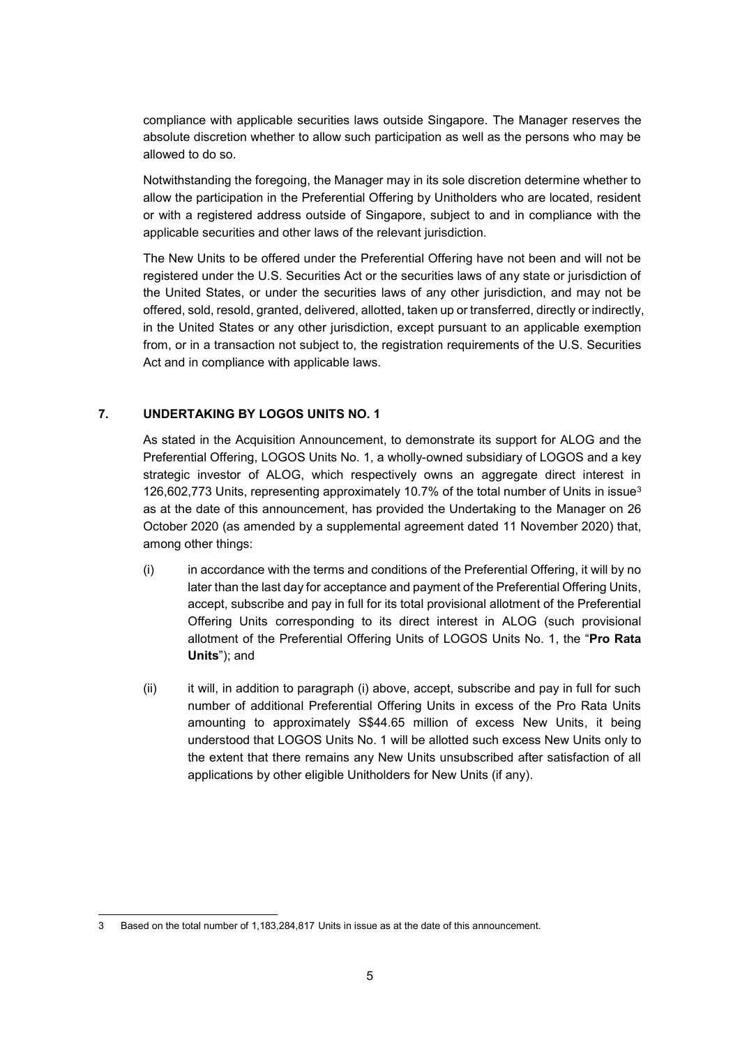compliance with applicable securities laws outside Singapore. The Manager reserves the absolute discretion whether to allow such participation as well as the persons who may be allowed to do so.

Notwithstanding the foregoing, the Manager may in its sole discretion determine whether to allow the participation in the Preferential Offering by Unitholders who are located, resident or with a registered address outside of Singapore, subject to and in compliance with the applicable securities and other laws of the relevant jurisdiction.

The New Units to be offered under the Preferential Offering have not been and will not be registered under the U.S. Securities Act or the securities laws of any state or jurisdiction of the United States, or under the securities laws of any other jurisdiction, and may not be offered, sold, resold, granted, delivered, allotted, taken up or transferred, directly or indirectly, in the United States or any other jurisdiction, except pursuant to an applicable exemption from, or in a transaction not subject to, the registration requirements of the U.S. Securities Act and in compliance with applicable laws.

## 7. UNDERTAKING BY LOGOS UNITS NO. 1

As stated in the Acquisition Announcement, to demonstrate its support for ALOG and the Preferential Offering, LOGOS Units No. 1, a wholly-owned subsidiary of LOGOS and a key strategic investor of ALOG, which respectively owns an aggregate direct interest in 126,602,773 Units, representing approximately 10.7% of the total number of Units in issue[3] as at the date of this announcement, has provided the Undertaking to the Manager on 26 October 2020 (as amended by a supplemental agreement dated 11 November 2020) that, among other things:

(i) in accordance with the terms and conditions of the Preferential Offering, it will by no later than the last day for acceptance and payment of the Preferential Offering Units, accept, subscribe and pay in full for its total provisional allotment of the Preferential Offering Units corresponding to its direct interest in ALOG (such provisional allotment of the Preferential Offering Units of LOGOS Units No. 1, the "**Pro Rata Units**"); and

(ii) it will, in addition to paragraph (i) above, accept, subscribe and pay in full for such number of additional Preferential Offering Units in excess of the Pro Rata Units amounting to approximately S$44.65 million of excess New Units, it being understood that LOGOS Units No. 1 will be allotted such excess New Units only to the extent that there remains any New Units unsubscribed after satisfaction of all applications by other eligible Unitholders for New Units (if any).

---

3 Based on the total number of 1,183,284,817 Units in issue as at the date of this announcement.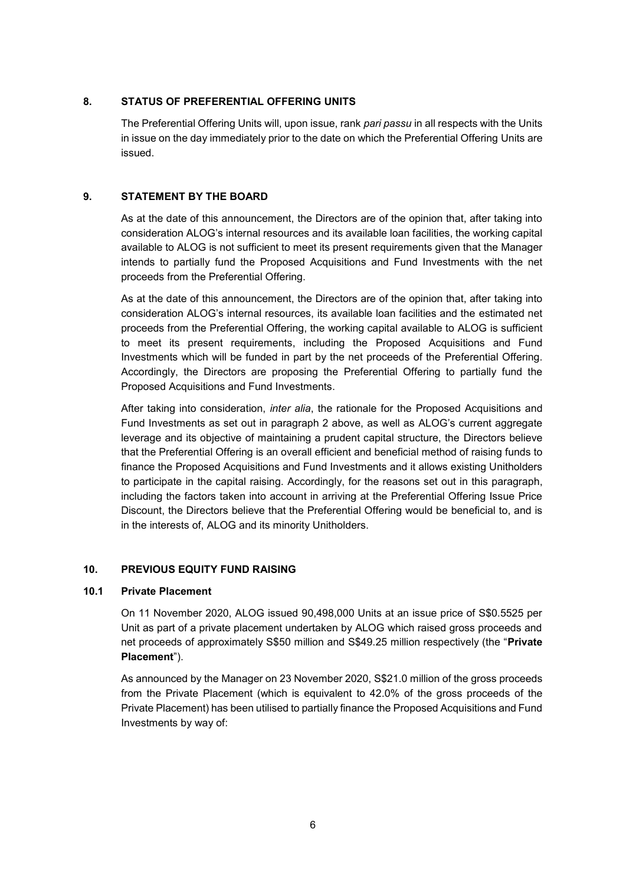## 8. STATUS OF PREFERENTIAL OFFERING UNITS

The Preferential Offering Units will, upon issue, rank *pari passu* in all respects with the Units in issue on the day immediately prior to the date on which the Preferential Offering Units are issued.

## 9. STATEMENT BY THE BOARD

As at the date of this announcement, the Directors are of the opinion that, after taking into consideration ALOG's internal resources and its available loan facilities, the working capital available to ALOG is not sufficient to meet its present requirements given that the Manager intends to partially fund the Proposed Acquisitions and Fund Investments with the net proceeds from the Preferential Offering.

As at the date of this announcement, the Directors are of the opinion that, after taking into consideration ALOG's internal resources, its available loan facilities and the estimated net proceeds from the Preferential Offering, the working capital available to ALOG is sufficient to meet its present requirements, including the Proposed Acquisitions and Fund Investments which will be funded in part by the net proceeds of the Preferential Offering. Accordingly, the Directors are proposing the Preferential Offering to partially fund the Proposed Acquisitions and Fund Investments.

After taking into consideration, *inter alia*, the rationale for the Proposed Acquisitions and Fund Investments as set out in paragraph 2 above, as well as ALOG's current aggregate leverage and its objective of maintaining a prudent capital structure, the Directors believe that the Preferential Offering is an overall efficient and beneficial method of raising funds to finance the Proposed Acquisitions and Fund Investments and it allows existing Unitholders to participate in the capital raising. Accordingly, for the reasons set out in this paragraph, including the factors taken into account in arriving at the Preferential Offering Issue Price Discount, the Directors believe that the Preferential Offering would be beneficial to, and is in the interests of, ALOG and its minority Unitholders.

## 10. PREVIOUS EQUITY FUND RAISING

### 10.1 Private Placement

On 11 November 2020, ALOG issued 90,498,000 Units at an issue price of S$0.5525 per Unit as part of a private placement undertaken by ALOG which raised gross proceeds and net proceeds of approximately S$50 million and S$49.25 million respectively (the "**Private Placement**").

As announced by the Manager on 23 November 2020, S$21.0 million of the gross proceeds from the Private Placement (which is equivalent to 42.0% of the gross proceeds of the Private Placement) has been utilised to partially finance the Proposed Acquisitions and Fund Investments by way of: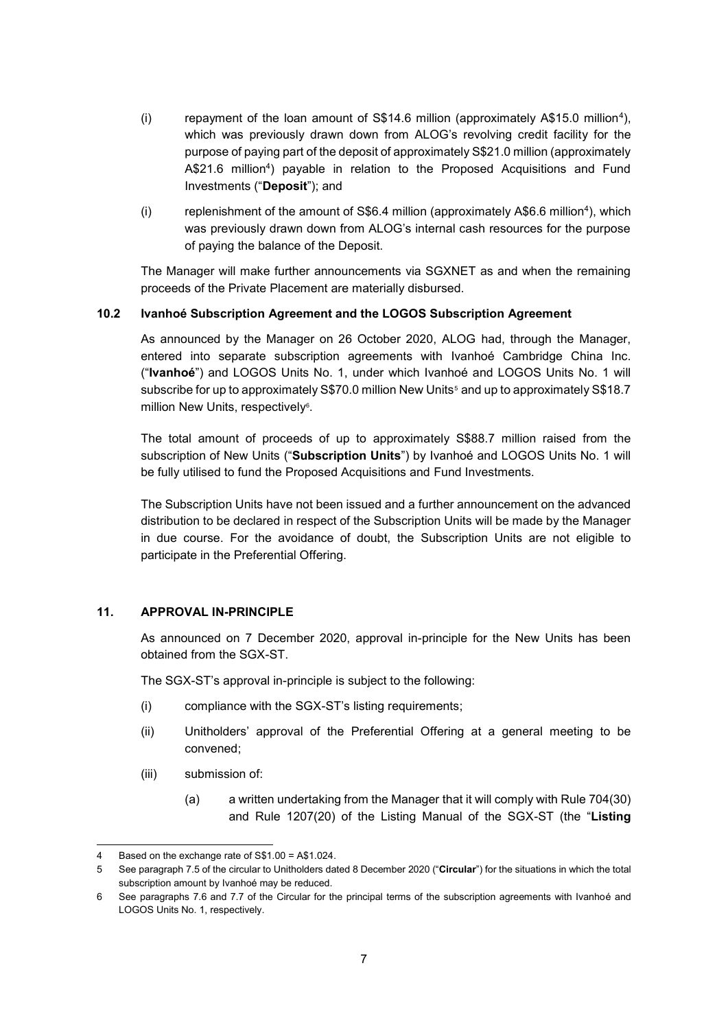(i) repayment of the loan amount of S$14.6 million (approximately A$15.0 million[4]), which was previously drawn down from ALOG's revolving credit facility for the purpose of paying part of the deposit of approximately S$21.0 million (approximately A$21.6 million[4]) payable in relation to the Proposed Acquisitions and Fund Investments ("**Deposit**"); and

(i) replenishment of the amount of S$6.4 million (approximately A$6.6 million[4]), which was previously drawn down from ALOG's internal cash resources for the purpose of paying the balance of the Deposit.

The Manager will make further announcements via SGXNET as and when the remaining proceeds of the Private Placement are materially disbursed.

### 10.2 Ivanhoé Subscription Agreement and the LOGOS Subscription Agreement

As announced by the Manager on 26 October 2020, ALOG had, through the Manager, entered into separate subscription agreements with Ivanhoé Cambridge China Inc. ("**Ivanhoé**") and LOGOS Units No. 1, under which Ivanhoé and LOGOS Units No. 1 will subscribe for up to approximately S$70.0 million New Units[5] and up to approximately S$18.7 million New Units, respectively[6].

The total amount of proceeds of up to approximately S$88.7 million raised from the subscription of New Units ("**Subscription Units**") by Ivanhoé and LOGOS Units No. 1 will be fully utilised to fund the Proposed Acquisitions and Fund Investments.

The Subscription Units have not been issued and a further announcement on the advanced distribution to be declared in respect of the Subscription Units will be made by the Manager in due course. For the avoidance of doubt, the Subscription Units are not eligible to participate in the Preferential Offering.

## 11. APPROVAL IN-PRINCIPLE

As announced on 7 December 2020, approval in-principle for the New Units has been obtained from the SGX-ST.

The SGX-ST's approval in-principle is subject to the following:

(i) compliance with the SGX-ST's listing requirements;

(ii) Unitholders' approval of the Preferential Offering at a general meeting to be convened;

(iii) submission of:

(a) a written undertaking from the Manager that it will comply with Rule 704(30) and Rule 1207(20) of the Listing Manual of the SGX-ST (the "**Listing**

---

4 Based on the exchange rate of S$1.00 = A$1.024.

5 See paragraph 7.5 of the circular to Unitholders dated 8 December 2020 ("**Circular**") for the situations in which the total subscription amount by Ivanhoé may be reduced.

6 See paragraphs 7.6 and 7.7 of the Circular for the principal terms of the subscription agreements with Ivanhoé and LOGOS Units No. 1, respectively.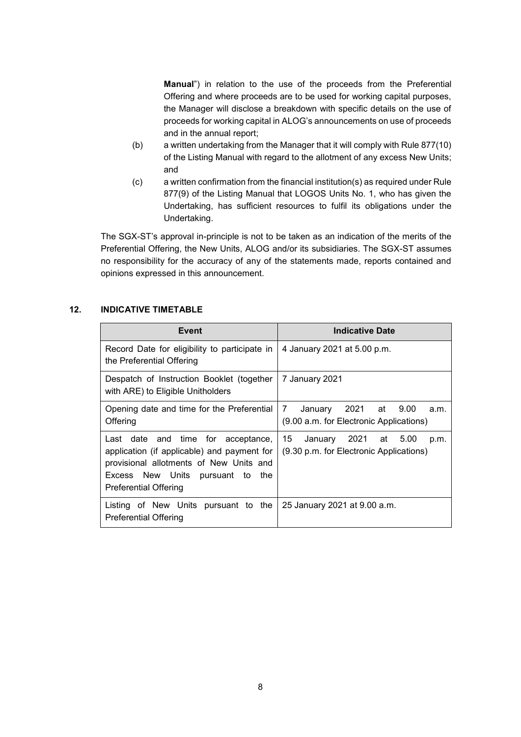**Manual**") in relation to the use of the proceeds from the Preferential Offering and where proceeds are to be used for working capital purposes, the Manager will disclose a breakdown with specific details on the use of proceeds for working capital in ALOG's announcements on use of proceeds and in the annual report;

(b) a written undertaking from the Manager that it will comply with Rule 877(10) of the Listing Manual with regard to the allotment of any excess New Units; and

(c) a written confirmation from the financial institution(s) as required under Rule 877(9) of the Listing Manual that LOGOS Units No. 1, who has given the Undertaking, has sufficient resources to fulfil its obligations under the Undertaking.

The SGX-ST's approval in-principle is not to be taken as an indication of the merits of the Preferential Offering, the New Units, ALOG and/or its subsidiaries. The SGX-ST assumes no responsibility for the accuracy of any of the statements made, reports contained and opinions expressed in this announcement.

## 12. INDICATIVE TIMETABLE

| Event | Indicative Date |
|---|---|
| Record Date for eligibility to participate in the Preferential Offering | 4 January 2021 at 5.00 p.m. |
| Despatch of Instruction Booklet (together with ARE) to Eligible Unitholders | 7 January 2021 |
| Opening date and time for the Preferential Offering | 7 January 2021 at 9.00 a.m. (9.00 a.m. for Electronic Applications) |
| Last date and time for acceptance, application (if applicable) and payment for provisional allotments of New Units and Excess New Units pursuant to the Preferential Offering | 15 January 2021 at 5.00 p.m. (9.30 p.m. for Electronic Applications) |
| Listing of New Units pursuant to the Preferential Offering | 25 January 2021 at 9.00 a.m. |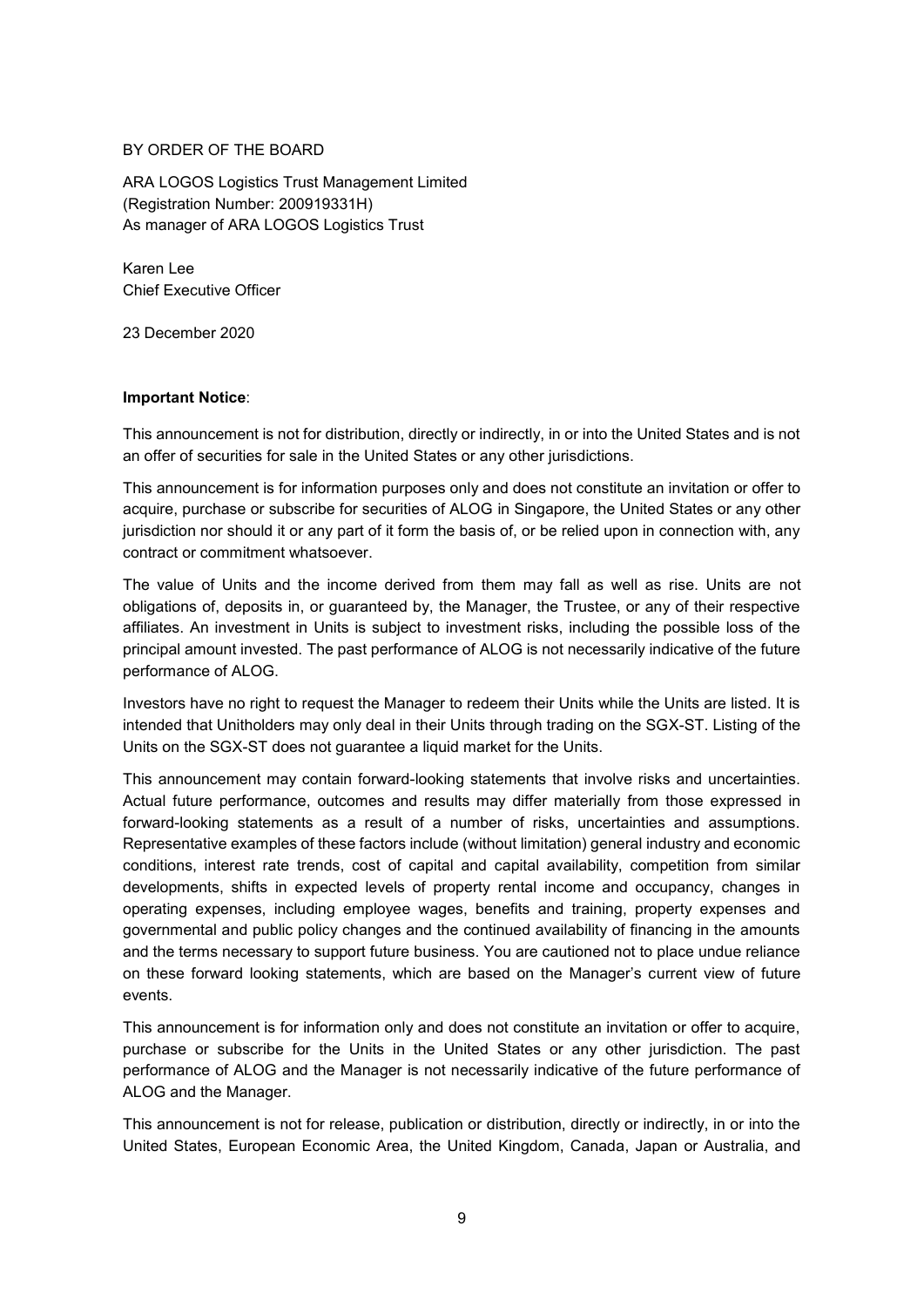BY ORDER OF THE BOARD

ARA LOGOS Logistics Trust Management Limited
(Registration Number: 200919331H)
As manager of ARA LOGOS Logistics Trust

Karen Lee
Chief Executive Officer

23 December 2020

**Important Notice**:

This announcement is not for distribution, directly or indirectly, in or into the United States and is not an offer of securities for sale in the United States or any other jurisdictions.

This announcement is for information purposes only and does not constitute an invitation or offer to acquire, purchase or subscribe for securities of ALOG in Singapore, the United States or any other jurisdiction nor should it or any part of it form the basis of, or be relied upon in connection with, any contract or commitment whatsoever.

The value of Units and the income derived from them may fall as well as rise. Units are not obligations of, deposits in, or guaranteed by, the Manager, the Trustee, or any of their respective affiliates. An investment in Units is subject to investment risks, including the possible loss of the principal amount invested. The past performance of ALOG is not necessarily indicative of the future performance of ALOG.

Investors have no right to request the Manager to redeem their Units while the Units are listed. It is intended that Unitholders may only deal in their Units through trading on the SGX-ST. Listing of the Units on the SGX-ST does not guarantee a liquid market for the Units.

This announcement may contain forward-looking statements that involve risks and uncertainties. Actual future performance, outcomes and results may differ materially from those expressed in forward-looking statements as a result of a number of risks, uncertainties and assumptions. Representative examples of these factors include (without limitation) general industry and economic conditions, interest rate trends, cost of capital and capital availability, competition from similar developments, shifts in expected levels of property rental income and occupancy, changes in operating expenses, including employee wages, benefits and training, property expenses and governmental and public policy changes and the continued availability of financing in the amounts and the terms necessary to support future business. You are cautioned not to place undue reliance on these forward looking statements, which are based on the Manager's current view of future events.

This announcement is for information only and does not constitute an invitation or offer to acquire, purchase or subscribe for the Units in the United States or any other jurisdiction. The past performance of ALOG and the Manager is not necessarily indicative of the future performance of ALOG and the Manager.

This announcement is not for release, publication or distribution, directly or indirectly, in or into the United States, European Economic Area, the United Kingdom, Canada, Japan or Australia, and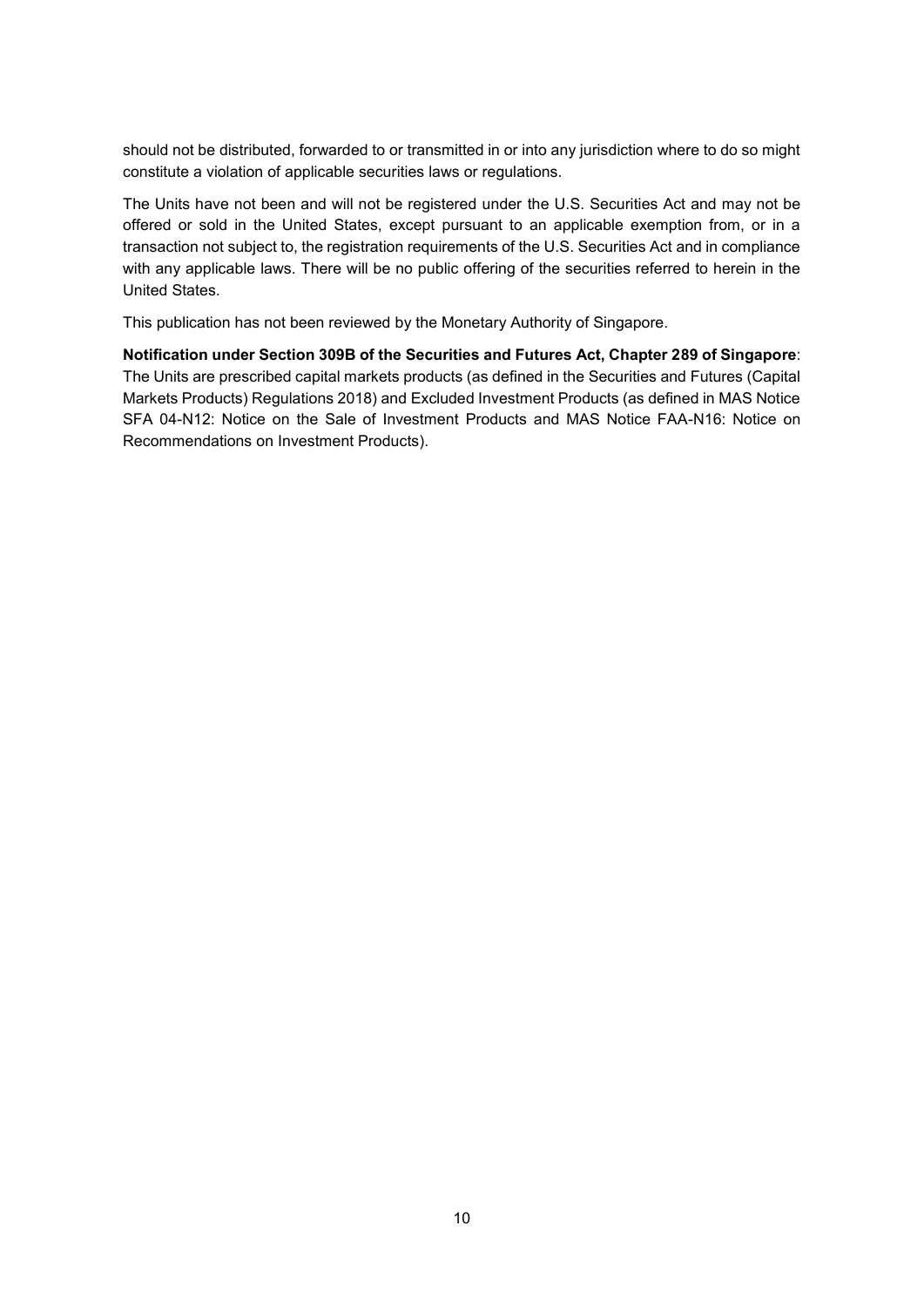should not be distributed, forwarded to or transmitted in or into any jurisdiction where to do so might constitute a violation of applicable securities laws or regulations.

The Units have not been and will not be registered under the U.S. Securities Act and may not be offered or sold in the United States, except pursuant to an applicable exemption from, or in a transaction not subject to, the registration requirements of the U.S. Securities Act and in compliance with any applicable laws. There will be no public offering of the securities referred to herein in the United States.

This publication has not been reviewed by the Monetary Authority of Singapore.

**Notification under Section 309B of the Securities and Futures Act, Chapter 289 of Singapore**: The Units are prescribed capital markets products (as defined in the Securities and Futures (Capital Markets Products) Regulations 2018) and Excluded Investment Products (as defined in MAS Notice SFA 04-N12: Notice on the Sale of Investment Products and MAS Notice FAA-N16: Notice on Recommendations on Investment Products).